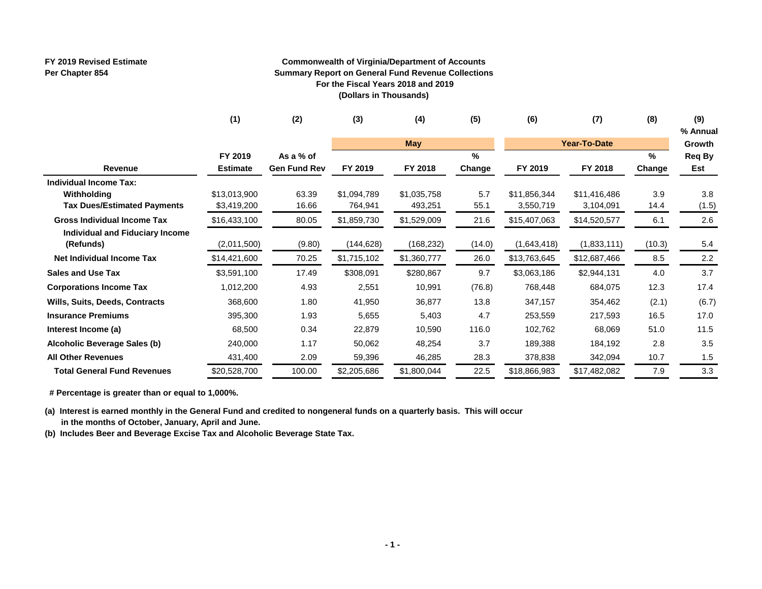FY 2019 Revised Estimate
Per Chapter 854

**Commonwealth of Virginia/Department of Accounts**
**Summary Report on General Fund Revenue Collections**
**For the Fiscal Years 2018 and 2019**
**(Dollars in Thousands)**

| | (1) | (2) | (3) | (4) | (5) | (6) | (7) | (8) | (9) |
|---|---|---|---|---|---|---|---|---|---|
| | | | May | | | Year-To-Date | | | % Annual Growth |
| Revenue | FY 2019 Estimate | As a % of Gen Fund Rev | FY 2019 | FY 2018 | % Change | FY 2019 | FY 2018 | % Change | Req By Est |
| **Individual Income Tax:** | | | | | | | | | |
| Withholding | $13,013,900 | 63.39 | $1,094,789 | $1,035,758 | 5.7 | $11,856,344 | $11,416,486 | 3.9 | 3.8 |
| Tax Dues/Estimated Payments | $3,419,200 | 16.66 | 764,941 | 493,251 | 55.1 | 3,550,719 | 3,104,091 | 14.4 | (1.5) |
| **Gross Individual Income Tax** | $16,433,100 | 80.05 | $1,859,730 | $1,529,009 | 21.6 | $15,407,063 | $14,520,577 | 6.1 | 2.6 |
| Individual and Fiduciary Income (Refunds) | (2,011,500) | (9.80) | (144,628) | (168,232) | (14.0) | (1,643,418) | (1,833,111) | (10.3) | 5.4 |
| **Net Individual Income Tax** | $14,421,600 | 70.25 | $1,715,102 | $1,360,777 | 26.0 | $13,763,645 | $12,687,466 | 8.5 | 2.2 |
| **Sales and Use Tax** | $3,591,100 | 17.49 | $308,091 | $280,867 | 9.7 | $3,063,186 | $2,944,131 | 4.0 | 3.7 |
| **Corporations Income Tax** | 1,012,200 | 4.93 | 2,551 | 10,991 | (76.8) | 768,448 | 684,075 | 12.3 | 17.4 |
| **Wills, Suits, Deeds, Contracts** | 368,600 | 1.80 | 41,950 | 36,877 | 13.8 | 347,157 | 354,462 | (2.1) | (6.7) |
| **Insurance Premiums** | 395,300 | 1.93 | 5,655 | 5,403 | 4.7 | 253,559 | 217,593 | 16.5 | 17.0 |
| **Interest Income (a)** | 68,500 | 0.34 | 22,879 | 10,590 | 116.0 | 102,762 | 68,069 | 51.0 | 11.5 |
| **Alcoholic Beverage Sales (b)** | 240,000 | 1.17 | 50,062 | 48,254 | 3.7 | 189,388 | 184,192 | 2.8 | 3.5 |
| **All Other Revenues** | 431,400 | 2.09 | 59,396 | 46,285 | 28.3 | 378,838 | 342,094 | 10.7 | 1.5 |
| **Total General Fund Revenues** | $20,528,700 | 100.00 | $2,205,686 | $1,800,044 | 22.5 | $18,866,983 | $17,482,082 | 7.9 | 3.3 |

# Percentage is greater than or equal to 1,000%.

(a) Interest is earned monthly in the General Fund and credited to nongeneral funds on a quarterly basis. This will occur in the months of October, January, April and June.

(b) Includes Beer and Beverage Excise Tax and Alcoholic Beverage State Tax.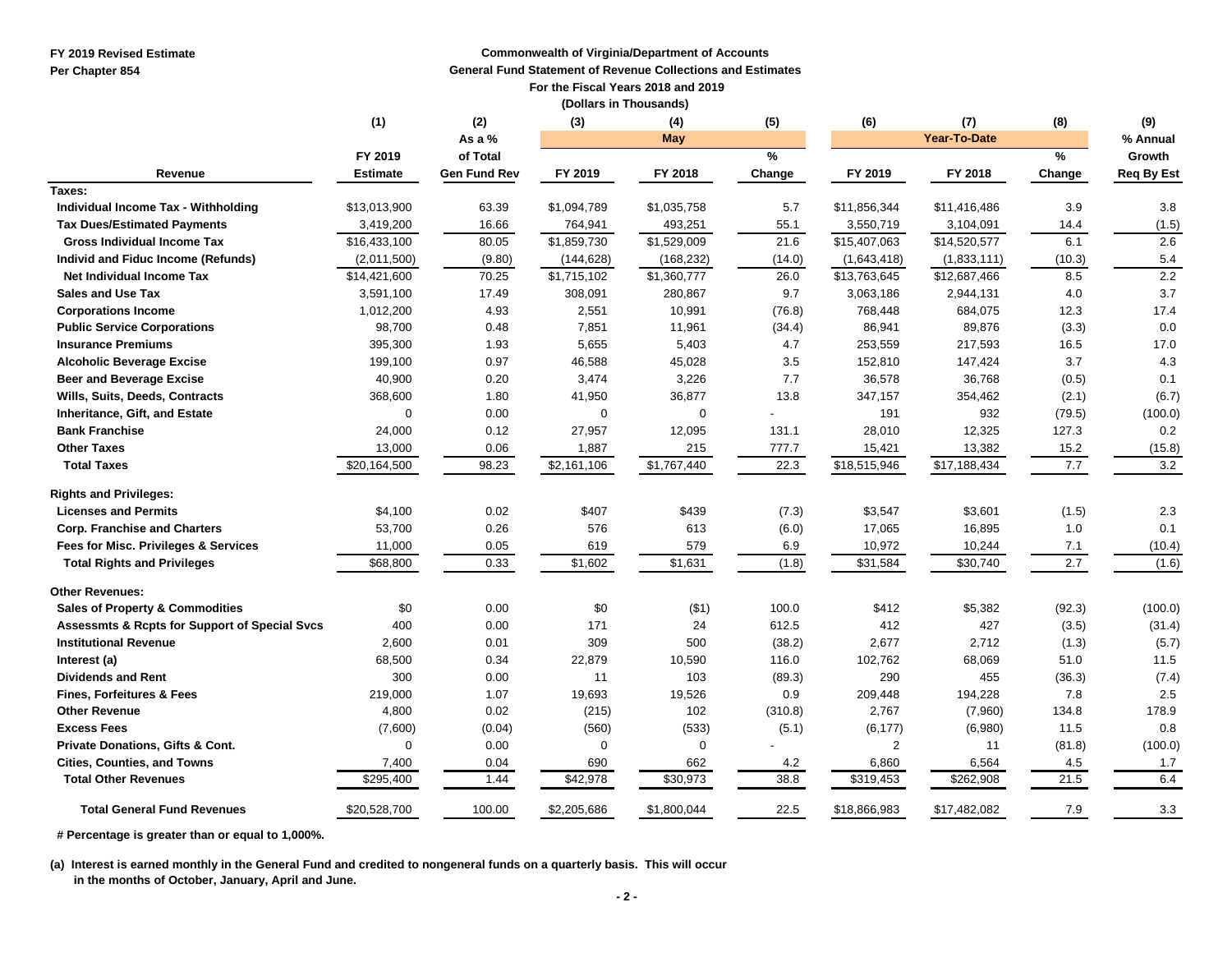FY 2019 Revised Estimate
Per Chapter 854

**Commonwealth of Virginia/Department of Accounts**
**General Fund Statement of Revenue Collections and Estimates**
**For the Fiscal Years 2018 and 2019**
**(Dollars in Thousands)**

| | (1) | (2) | (3) | (4) | (5) | (6) | (7) | (8) | (9) |
|---|---|---|---|---|---|---|---|---|---|
| | | As a % | May | | | Year-To-Date | | | % Annual |
| | FY 2019 | of Total | | | % | | | % | Growth |
| Revenue | Estimate | Gen Fund Rev | FY 2019 | FY 2018 | Change | FY 2019 | FY 2018 | Change | Req By Est |
| **Taxes:** | | | | | | | | | |
| Individual Income Tax - Withholding | $13,013,900 | 63.39 | $1,094,789 | $1,035,758 | 5.7 | $11,856,344 | $11,416,486 | 3.9 | 3.8 |
| Tax Dues/Estimated Payments | 3,419,200 | 16.66 | 764,941 | 493,251 | 55.1 | 3,550,719 | 3,104,091 | 14.4 | (1.5) |
| Gross Individual Income Tax | $16,433,100 | 80.05 | $1,859,730 | $1,529,009 | 21.6 | $15,407,063 | $14,520,577 | 6.1 | 2.6 |
| Individ and Fiduc Income (Refunds) | (2,011,500) | (9.80) | (144,628) | (168,232) | (14.0) | (1,643,418) | (1,833,111) | (10.3) | 5.4 |
| Net Individual Income Tax | $14,421,600 | 70.25 | $1,715,102 | $1,360,777 | 26.0 | $13,763,645 | $12,687,466 | 8.5 | 2.2 |
| Sales and Use Tax | 3,591,100 | 17.49 | 308,091 | 280,867 | 9.7 | 3,063,186 | 2,944,131 | 4.0 | 3.7 |
| Corporations Income | 1,012,200 | 4.93 | 2,551 | 10,991 | (76.8) | 768,448 | 684,075 | 12.3 | 17.4 |
| Public Service Corporations | 98,700 | 0.48 | 7,851 | 11,961 | (34.4) | 86,941 | 89,876 | (3.3) | 0.0 |
| Insurance Premiums | 395,300 | 1.93 | 5,655 | 5,403 | 4.7 | 253,559 | 217,593 | 16.5 | 17.0 |
| Alcoholic Beverage Excise | 199,100 | 0.97 | 46,588 | 45,028 | 3.5 | 152,810 | 147,424 | 3.7 | 4.3 |
| Beer and Beverage Excise | 40,900 | 0.20 | 3,474 | 3,226 | 7.7 | 36,578 | 36,768 | (0.5) | 0.1 |
| Wills, Suits, Deeds, Contracts | 368,600 | 1.80 | 41,950 | 36,877 | 13.8 | 347,157 | 354,462 | (2.1) | (6.7) |
| Inheritance, Gift, and Estate | 0 | 0.00 | 0 | 0 | - | 191 | 932 | (79.5) | (100.0) |
| Bank Franchise | 24,000 | 0.12 | 27,957 | 12,095 | 131.1 | 28,010 | 12,325 | 127.3 | 0.2 |
| Other Taxes | 13,000 | 0.06 | 1,887 | 215 | 777.7 | 15,421 | 13,382 | 15.2 | (15.8) |
| Total Taxes | $20,164,500 | 98.23 | $2,161,106 | $1,767,440 | 22.3 | $18,515,946 | $17,188,434 | 7.7 | 3.2 |
| **Rights and Privileges:** | | | | | | | | | |
| Licenses and Permits | $4,100 | 0.02 | $407 | $439 | (7.3) | $3,547 | $3,601 | (1.5) | 2.3 |
| Corp. Franchise and Charters | 53,700 | 0.26 | 576 | 613 | (6.0) | 17,065 | 16,895 | 1.0 | 0.1 |
| Fees for Misc. Privileges & Services | 11,000 | 0.05 | 619 | 579 | 6.9 | 10,972 | 10,244 | 7.1 | (10.4) |
| Total Rights and Privileges | $68,800 | 0.33 | $1,602 | $1,631 | (1.8) | $31,584 | $30,740 | 2.7 | (1.6) |
| **Other Revenues:** | | | | | | | | | |
| Sales of Property & Commodities | $0 | 0.00 | $0 | ($1) | 100.0 | $412 | $5,382 | (92.3) | (100.0) |
| Assessmts & Rcpts for Support of Special Svcs | 400 | 0.00 | 171 | 24 | 612.5 | 412 | 427 | (3.5) | (31.4) |
| Institutional Revenue | 2,600 | 0.01 | 309 | 500 | (38.2) | 2,677 | 2,712 | (1.3) | (5.7) |
| Interest (a) | 68,500 | 0.34 | 22,879 | 10,590 | 116.0 | 102,762 | 68,069 | 51.0 | 11.5 |
| Dividends and Rent | 300 | 0.00 | 11 | 103 | (89.3) | 290 | 455 | (36.3) | (7.4) |
| Fines, Forfeitures & Fees | 219,000 | 1.07 | 19,693 | 19,526 | 0.9 | 209,448 | 194,228 | 7.8 | 2.5 |
| Other Revenue | 4,800 | 0.02 | (215) | 102 | (310.8) | 2,767 | (7,960) | 134.8 | 178.9 |
| Excess Fees | (7,600) | (0.04) | (560) | (533) | (5.1) | (6,177) | (6,980) | 11.5 | 0.8 |
| Private Donations, Gifts & Cont. | 0 | 0.00 | 0 | 0 | - | 2 | 11 | (81.8) | (100.0) |
| Cities, Counties, and Towns | 7,400 | 0.04 | 690 | 662 | 4.2 | 6,860 | 6,564 | 4.5 | 1.7 |
| Total Other Revenues | $295,400 | 1.44 | $42,978 | $30,973 | 38.8 | $319,453 | $262,908 | 21.5 | 6.4 |
| **Total General Fund Revenues** | $20,528,700 | 100.00 | $2,205,686 | $1,800,044 | 22.5 | $18,866,983 | $17,482,082 | 7.9 | 3.3 |

# Percentage is greater than or equal to 1,000%.

(a) Interest is earned monthly in the General Fund and credited to nongeneral funds on a quarterly basis. This will occur in the months of October, January, April and June.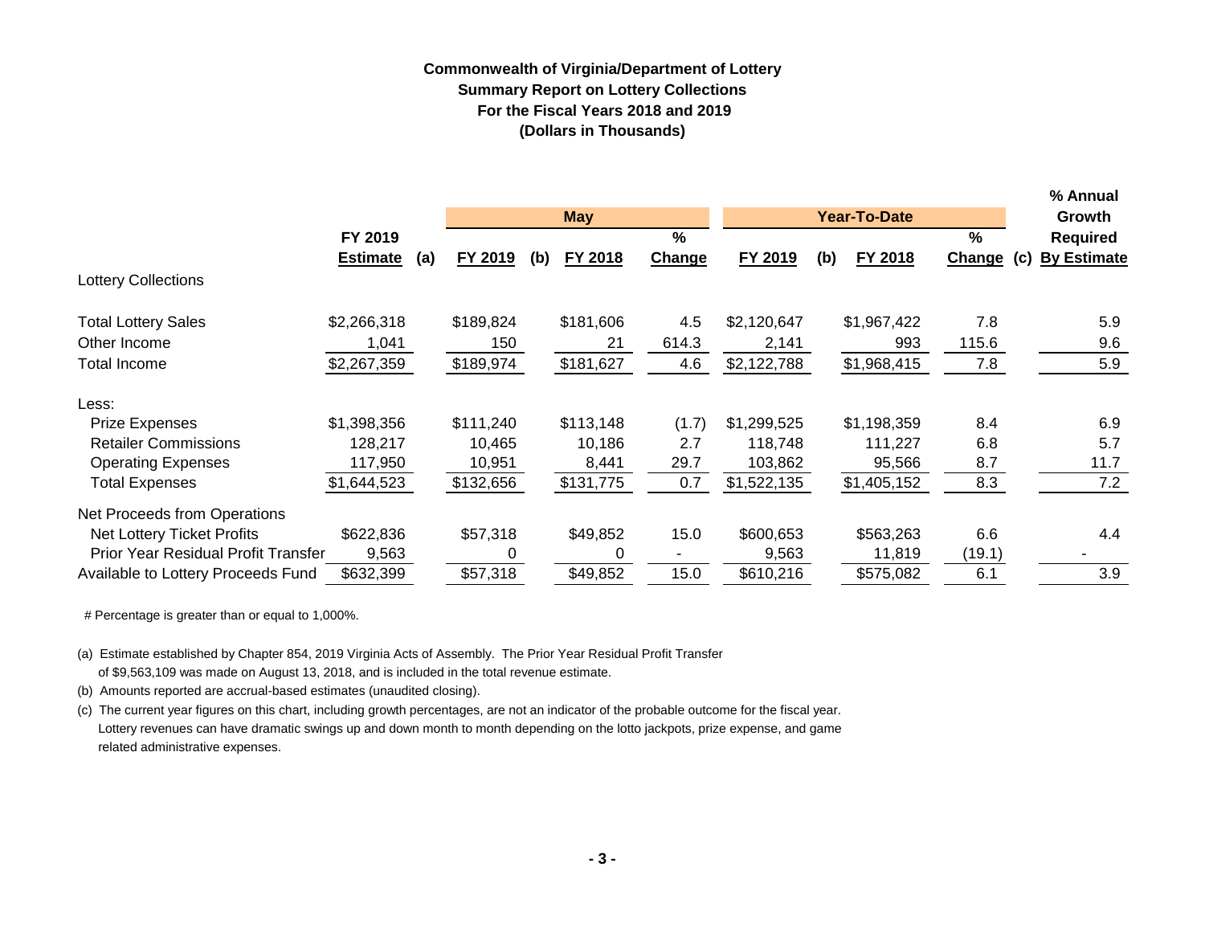**Commonwealth of Virginia/Department of Lottery**
**Summary Report on Lottery Collections**
**For the Fiscal Years 2018 and 2019**
**(Dollars in Thousands)**

| | FY 2019 Estimate (a) | May FY 2019 (b) | May FY 2018 | May % Change | Year-To-Date FY 2019 (b) | Year-To-Date FY 2018 | Year-To-Date % Change (c) | % Annual Growth Required By Estimate |
|---|---|---|---|---|---|---|---|---|
| **Lottery Collections** | | | | | | | | |
| Total Lottery Sales | $2,266,318 | $189,824 | $181,606 | 4.5 | $2,120,647 | $1,967,422 | 7.8 | 5.9 |
| Other Income | 1,041 | 150 | 21 | 614.3 | 2,141 | 993 | 115.6 | 9.6 |
| Total Income | $2,267,359 | $189,974 | $181,627 | 4.6 | $2,122,788 | $1,968,415 | 7.8 | 5.9 |
| Less: | | | | | | | | |
| Prize Expenses | $1,398,356 | $111,240 | $113,148 | (1.7) | $1,299,525 | $1,198,359 | 8.4 | 6.9 |
| Retailer Commissions | 128,217 | 10,465 | 10,186 | 2.7 | 118,748 | 111,227 | 6.8 | 5.7 |
| Operating Expenses | 117,950 | 10,951 | 8,441 | 29.7 | 103,862 | 95,566 | 8.7 | 11.7 |
| Total Expenses | $1,644,523 | $132,656 | $131,775 | 0.7 | $1,522,135 | $1,405,152 | 8.3 | 7.2 |
| Net Proceeds from Operations | | | | | | | | |
| Net Lottery Ticket Profits | $622,836 | $57,318 | $49,852 | 15.0 | $600,653 | $563,263 | 6.6 | 4.4 |
| Prior Year Residual Profit Transfer | 9,563 | 0 | 0 | - | 9,563 | 11,819 | (19.1) | - |
| Available to Lottery Proceeds Fund | $632,399 | $57,318 | $49,852 | 15.0 | $610,216 | $575,082 | 6.1 | 3.9 |

# Percentage is greater than or equal to 1,000%.

(a) Estimate established by Chapter 854, 2019 Virginia Acts of Assembly. The Prior Year Residual Profit Transfer of $9,563,109 was made on August 13, 2018, and is included in the total revenue estimate.

(b) Amounts reported are accrual-based estimates (unaudited closing).

(c) The current year figures on this chart, including growth percentages, are not an indicator of the probable outcome for the fiscal year. Lottery revenues can have dramatic swings up and down month to month depending on the lotto jackpots, prize expense, and game related administrative expenses.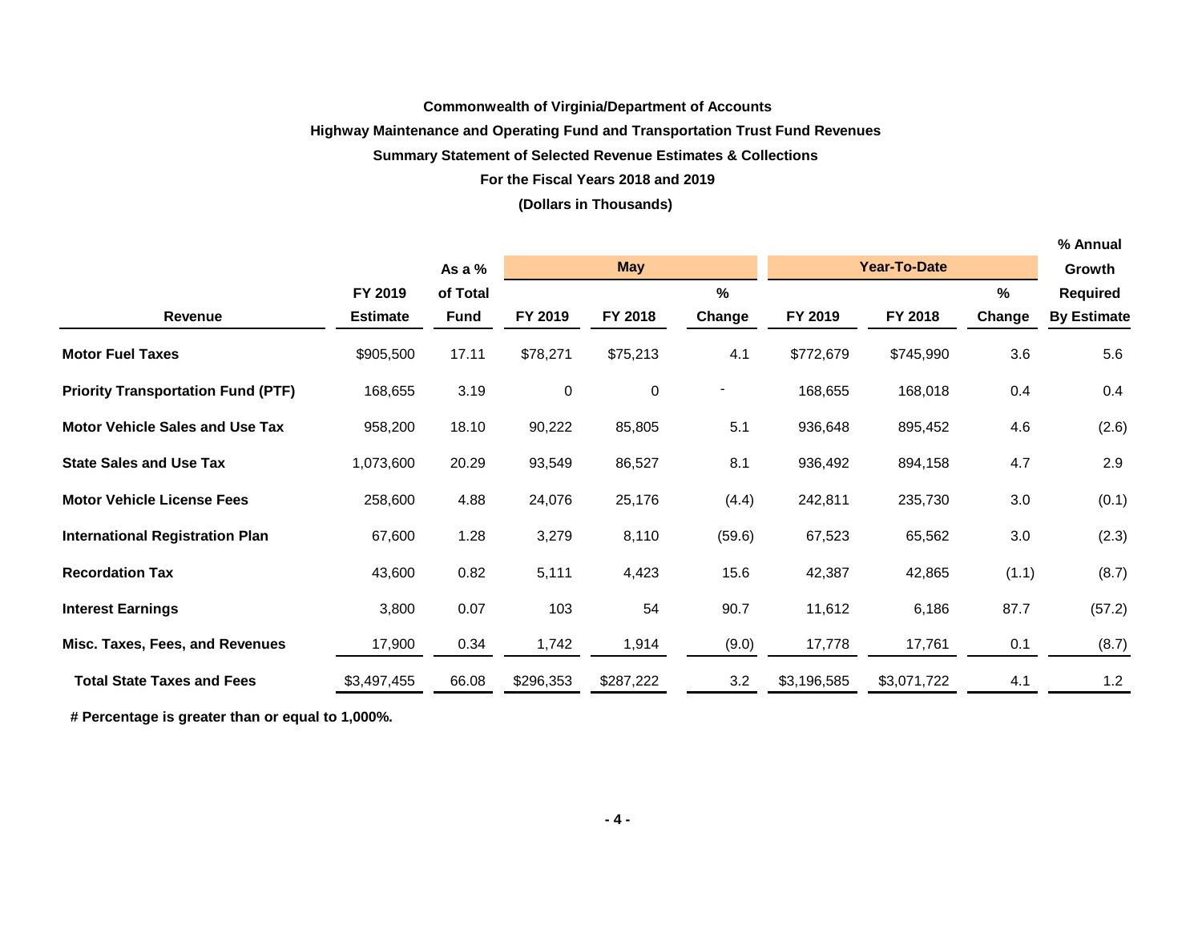**Commonwealth of Virginia/Department of Accounts**

**Highway Maintenance and Operating Fund and Transportation Trust Fund Revenues**

**Summary Statement of Selected Revenue Estimates & Collections**

**For the Fiscal Years 2018 and 2019**

**(Dollars in Thousands)**

| Revenue | FY 2019 Estimate | As a % of Total Fund | May FY 2019 | May FY 2018 | May % Change | Year-To-Date FY 2019 | Year-To-Date FY 2018 | Year-To-Date % Change | % Annual Growth Required By Estimate |
|---|---|---|---|---|---|---|---|---|---|
| **Motor Fuel Taxes** | $905,500 | 17.11 | $78,271 | $75,213 | 4.1 | $772,679 | $745,990 | 3.6 | 5.6 |
| **Priority Transportation Fund (PTF)** | 168,655 | 3.19 | 0 | 0 | - | 168,655 | 168,018 | 0.4 | 0.4 |
| **Motor Vehicle Sales and Use Tax** | 958,200 | 18.10 | 90,222 | 85,805 | 5.1 | 936,648 | 895,452 | 4.6 | (2.6) |
| **State Sales and Use Tax** | 1,073,600 | 20.29 | 93,549 | 86,527 | 8.1 | 936,492 | 894,158 | 4.7 | 2.9 |
| **Motor Vehicle License Fees** | 258,600 | 4.88 | 24,076 | 25,176 | (4.4) | 242,811 | 235,730 | 3.0 | (0.1) |
| **International Registration Plan** | 67,600 | 1.28 | 3,279 | 8,110 | (59.6) | 67,523 | 65,562 | 3.0 | (2.3) |
| **Recordation Tax** | 43,600 | 0.82 | 5,111 | 4,423 | 15.6 | 42,387 | 42,865 | (1.1) | (8.7) |
| **Interest Earnings** | 3,800 | 0.07 | 103 | 54 | 90.7 | 11,612 | 6,186 | 87.7 | (57.2) |
| **Misc. Taxes, Fees, and Revenues** | 17,900 | 0.34 | 1,742 | 1,914 | (9.0) | 17,778 | 17,761 | 0.1 | (8.7) |
| **Total State Taxes and Fees** | $3,497,455 | 66.08 | $296,353 | $287,222 | 3.2 | $3,196,585 | $3,071,722 | 4.1 | 1.2 |

**# Percentage is greater than or equal to 1,000%.**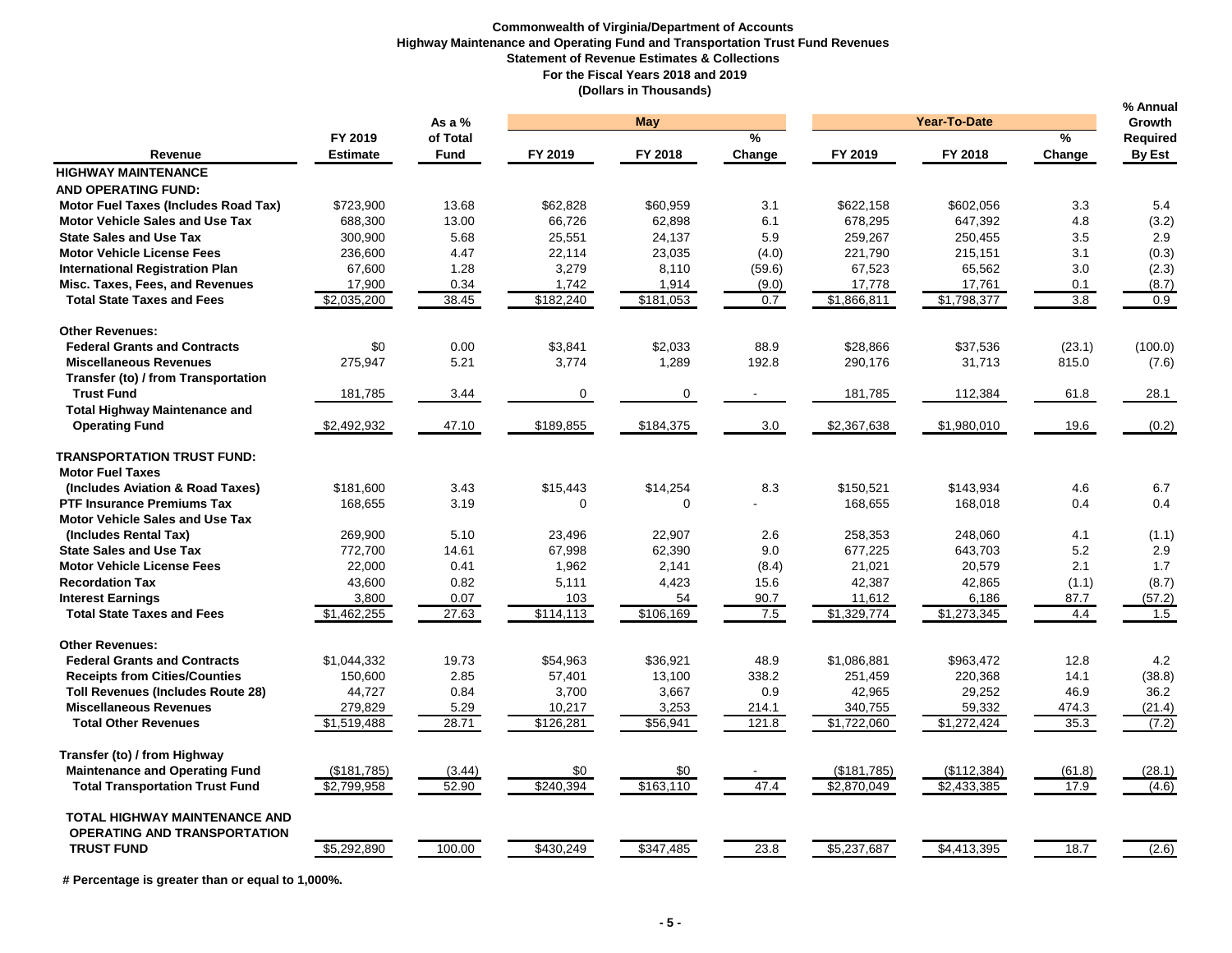**Commonwealth of Virginia/Department of Accounts**
**Highway Maintenance and Operating Fund and Transportation Trust Fund Revenues**
**Statement of Revenue Estimates & Collections**
**For the Fiscal Years 2018 and 2019**
**(Dollars in Thousands)**

| Revenue | FY 2019 Estimate | As a % of Total Fund | May FY 2019 | May FY 2018 | May % Change | Year-To-Date FY 2019 | Year-To-Date FY 2018 | Year-To-Date % Change | % Annual Growth Required By Est |
|---|---|---|---|---|---|---|---|---|---|
| **HIGHWAY MAINTENANCE AND OPERATING FUND:** | | | | | | | | | |
| **Motor Fuel Taxes (Includes Road Tax)** | $723,900 | 13.68 | $62,828 | $60,959 | 3.1 | $622,158 | $602,056 | 3.3 | 5.4 |
| **Motor Vehicle Sales and Use Tax** | 688,300 | 13.00 | 66,726 | 62,898 | 6.1 | 678,295 | 647,392 | 4.8 | (3.2) |
| **State Sales and Use Tax** | 300,900 | 5.68 | 25,551 | 24,137 | 5.9 | 259,267 | 250,455 | 3.5 | 2.9 |
| **Motor Vehicle License Fees** | 236,600 | 4.47 | 22,114 | 23,035 | (4.0) | 221,790 | 215,151 | 3.1 | (0.3) |
| **International Registration Plan** | 67,600 | 1.28 | 3,279 | 8,110 | (59.6) | 67,523 | 65,562 | 3.0 | (2.3) |
| **Misc. Taxes, Fees, and Revenues** | 17,900 | 0.34 | 1,742 | 1,914 | (9.0) | 17,778 | 17,761 | 0.1 | (8.7) |
| **Total State Taxes and Fees** | $2,035,200 | 38.45 | $182,240 | $181,053 | 0.7 | $1,866,811 | $1,798,377 | 3.8 | 0.9 |
| **Other Revenues:** | | | | | | | | | |
| **Federal Grants and Contracts** | $0 | 0.00 | $3,841 | $2,033 | 88.9 | $28,866 | $37,536 | (23.1) | (100.0) |
| **Miscellaneous Revenues** | 275,947 | 5.21 | 3,774 | 1,289 | 192.8 | 290,176 | 31,713 | 815.0 | (7.6) |
| **Transfer (to) / from Transportation Trust Fund** | 181,785 | 3.44 | 0 | 0 | - | 181,785 | 112,384 | 61.8 | 28.1 |
| **Total Highway Maintenance and Operating Fund** | $2,492,932 | 47.10 | $189,855 | $184,375 | 3.0 | $2,367,638 | $1,980,010 | 19.6 | (0.2) |
| **TRANSPORTATION TRUST FUND:** | | | | | | | | | |
| **Motor Fuel Taxes (Includes Aviation & Road Taxes)** | $181,600 | 3.43 | $15,443 | $14,254 | 8.3 | $150,521 | $143,934 | 4.6 | 6.7 |
| **PTF Insurance Premiums Tax** | 168,655 | 3.19 | 0 | 0 | - | 168,655 | 168,018 | 0.4 | 0.4 |
| **Motor Vehicle Sales and Use Tax (Includes Rental Tax)** | 269,900 | 5.10 | 23,496 | 22,907 | 2.6 | 258,353 | 248,060 | 4.1 | (1.1) |
| **State Sales and Use Tax** | 772,700 | 14.61 | 67,998 | 62,390 | 9.0 | 677,225 | 643,703 | 5.2 | 2.9 |
| **Motor Vehicle License Fees** | 22,000 | 0.41 | 1,962 | 2,141 | (8.4) | 21,021 | 20,579 | 2.1 | 1.7 |
| **Recordation Tax** | 43,600 | 0.82 | 5,111 | 4,423 | 15.6 | 42,387 | 42,865 | (1.1) | (8.7) |
| **Interest Earnings** | 3,800 | 0.07 | 103 | 54 | 90.7 | 11,612 | 6,186 | 87.7 | (57.2) |
| **Total State Taxes and Fees** | $1,462,255 | 27.63 | $114,113 | $106,169 | 7.5 | $1,329,774 | $1,273,345 | 4.4 | 1.5 |
| **Other Revenues:** | | | | | | | | | |
| **Federal Grants and Contracts** | $1,044,332 | 19.73 | $54,963 | $36,921 | 48.9 | $1,086,881 | $963,472 | 12.8 | 4.2 |
| **Receipts from Cities/Counties** | 150,600 | 2.85 | 57,401 | 13,100 | 338.2 | 251,459 | 220,368 | 14.1 | (38.8) |
| **Toll Revenues (Includes Route 28)** | 44,727 | 0.84 | 3,700 | 3,667 | 0.9 | 42,965 | 29,252 | 46.9 | 36.2 |
| **Miscellaneous Revenues** | 279,829 | 5.29 | 10,217 | 3,253 | 214.1 | 340,755 | 59,332 | 474.3 | (21.4) |
| **Total Other Revenues** | $1,519,488 | 28.71 | $126,281 | $56,941 | 121.8 | $1,722,060 | $1,272,424 | 35.3 | (7.2) |
| **Transfer (to) / from Highway Maintenance and Operating Fund** | ($181,785) | (3.44) | $0 | $0 | - | ($181,785) | ($112,384) | (61.8) | (28.1) |
| **Total Transportation Trust Fund** | $2,799,958 | 52.90 | $240,394 | $163,110 | 47.4 | $2,870,049 | $2,433,385 | 17.9 | (4.6) |
| **TOTAL HIGHWAY MAINTENANCE AND OPERATING AND TRANSPORTATION TRUST FUND** | $5,292,890 | 100.00 | $430,249 | $347,485 | 23.8 | $5,237,687 | $4,413,395 | 18.7 | (2.6) |

**# Percentage is greater than or equal to 1,000%.**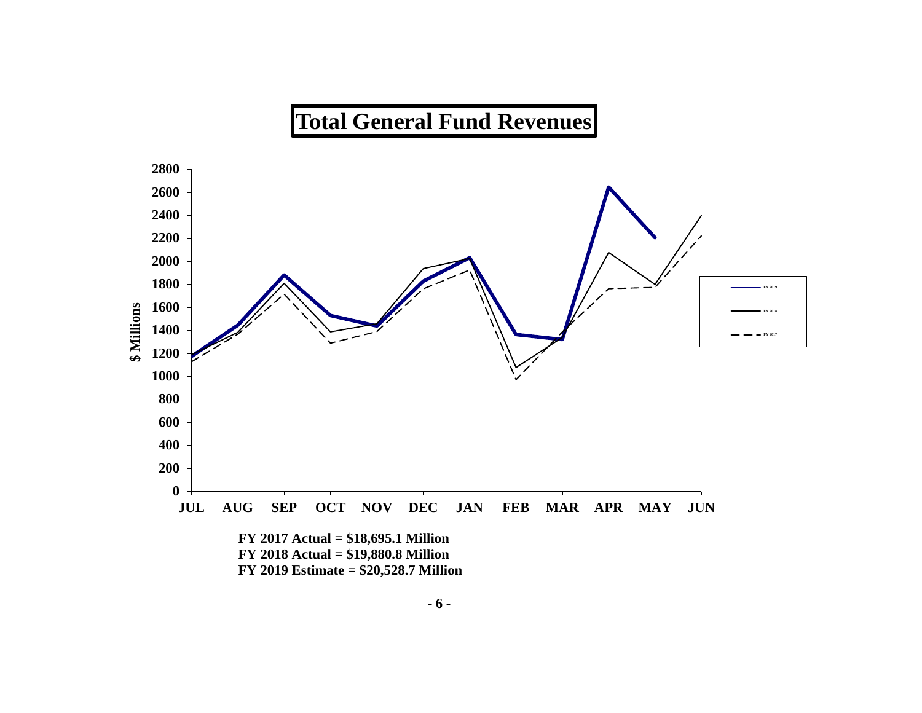# Total General Fund Revenues

**FY 2017 Actual = $18,695.1 Million**
**FY 2018 Actual = $19,880.8 Million**
**FY 2019 Estimate = $20,528.7 Million**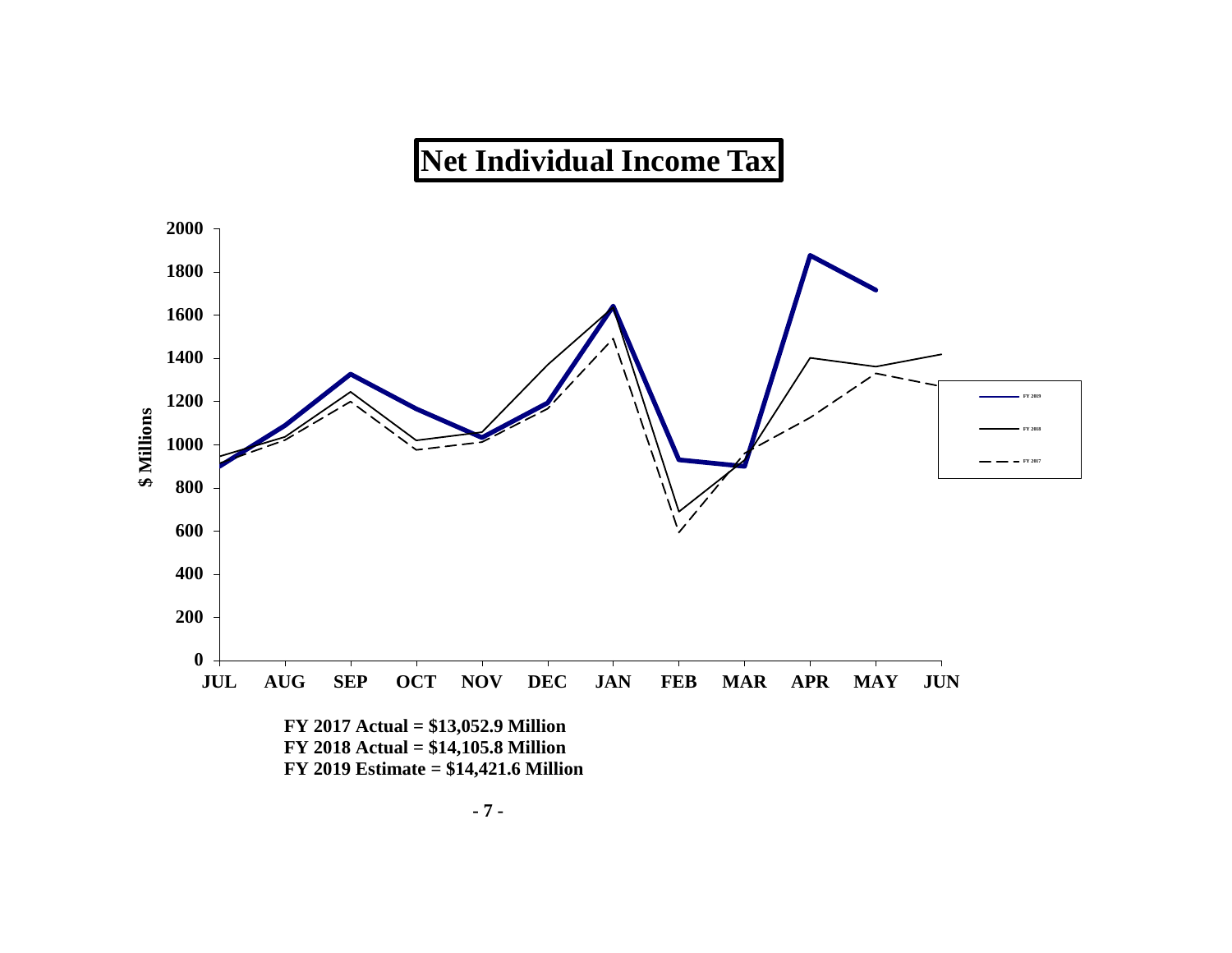# Net Individual Income Tax

**FY 2017 Actual = $13,052.9 Million**
**FY 2018 Actual = $14,105.8 Million**
**FY 2019 Estimate = $14,421.6 Million**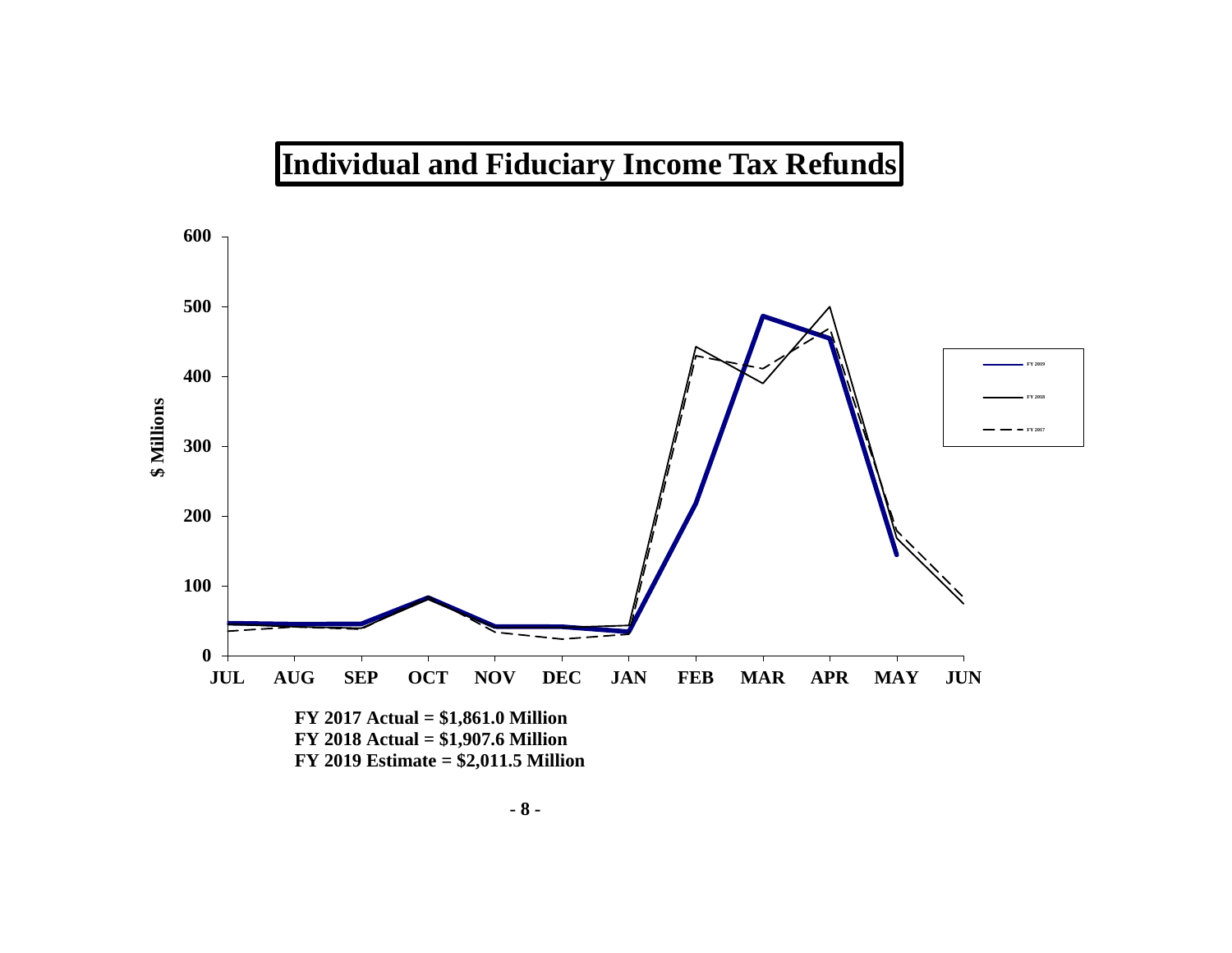# Individual and Fiduciary Income Tax Refunds

**FY 2017 Actual = $1,861.0 Million**
**FY 2018 Actual = $1,907.6 Million**
**FY 2019 Estimate = $2,011.5 Million**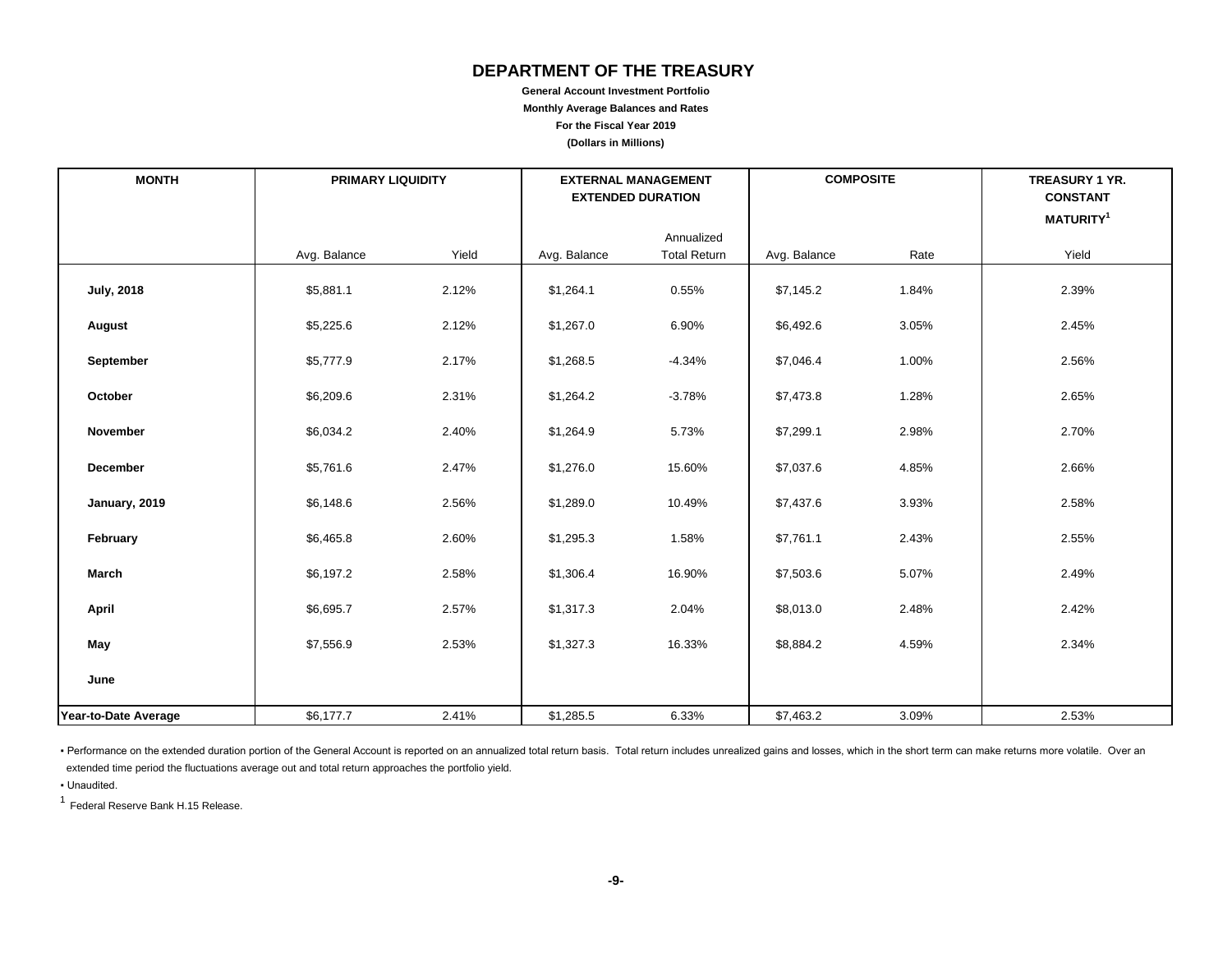# DEPARTMENT OF THE TREASURY

**General Account Investment Portfolio**

**Monthly Average Balances and Rates**

**For the Fiscal Year 2019**

**(Dollars in Millions)**

| MONTH | PRIMARY LIQUIDITY | | EXTERNAL MANAGEMENT EXTENDED DURATION | | COMPOSITE | | TREASURY 1 YR. CONSTANT MATURITY[1] |
|---|---|---|---|---|---|---|---|
| | Avg. Balance | Yield | Avg. Balance | Annualized Total Return | Avg. Balance | Rate | Yield |
| **July, 2018** | $5,881.1 | 2.12% | $1,264.1 | 0.55% | $7,145.2 | 1.84% | 2.39% |
| **August** | $5,225.6 | 2.12% | $1,267.0 | 6.90% | $6,492.6 | 3.05% | 2.45% |
| **September** | $5,777.9 | 2.17% | $1,268.5 | -4.34% | $7,046.4 | 1.00% | 2.56% |
| **October** | $6,209.6 | 2.31% | $1,264.2 | -3.78% | $7,473.8 | 1.28% | 2.65% |
| **November** | $6,034.2 | 2.40% | $1,264.9 | 5.73% | $7,299.1 | 2.98% | 2.70% |
| **December** | $5,761.6 | 2.47% | $1,276.0 | 15.60% | $7,037.6 | 4.85% | 2.66% |
| **January, 2019** | $6,148.6 | 2.56% | $1,289.0 | 10.49% | $7,437.6 | 3.93% | 2.58% |
| **February** | $6,465.8 | 2.60% | $1,295.3 | 1.58% | $7,761.1 | 2.43% | 2.55% |
| **March** | $6,197.2 | 2.58% | $1,306.4 | 16.90% | $7,503.6 | 5.07% | 2.49% |
| **April** | $6,695.7 | 2.57% | $1,317.3 | 2.04% | $8,013.0 | 2.48% | 2.42% |
| **May** | $7,556.9 | 2.53% | $1,327.3 | 16.33% | $8,884.2 | 4.59% | 2.34% |
| **June** | | | | | | | |
| **Year-to-Date Average** | $6,177.7 | 2.41% | $1,285.5 | 6.33% | $7,463.2 | 3.09% | 2.53% |

▪ Performance on the extended duration portion of the General Account is reported on an annualized total return basis. Total return includes unrealized gains and losses, which in the short term can make returns more volatile. Over an extended time period the fluctuations average out and total return approaches the portfolio yield.

▪ Unaudited.

[1] Federal Reserve Bank H.15 Release.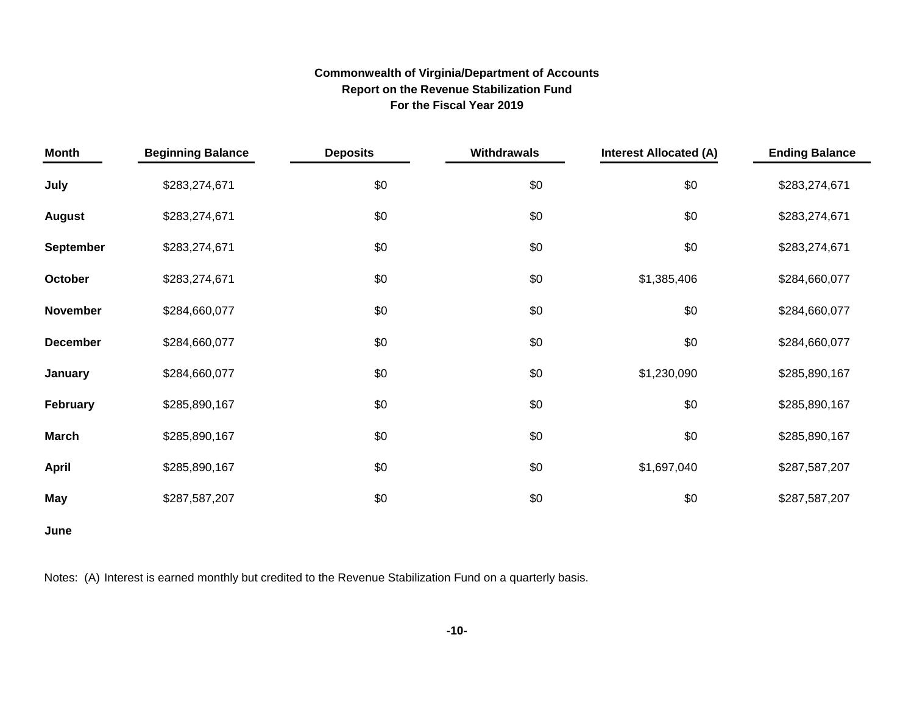**Commonwealth of Virginia/Department of Accounts**
**Report on the Revenue Stabilization Fund**
**For the Fiscal Year 2019**

| Month | Beginning Balance | Deposits | Withdrawals | Interest Allocated (A) | Ending Balance |
|---|---|---|---|---|---|
| **July** | $283,274,671 | $0 | $0 | $0 | $283,274,671 |
| **August** | $283,274,671 | $0 | $0 | $0 | $283,274,671 |
| **September** | $283,274,671 | $0 | $0 | $0 | $283,274,671 |
| **October** | $283,274,671 | $0 | $0 | $1,385,406 | $284,660,077 |
| **November** | $284,660,077 | $0 | $0 | $0 | $284,660,077 |
| **December** | $284,660,077 | $0 | $0 | $0 | $284,660,077 |
| **January** | $284,660,077 | $0 | $0 | $1,230,090 | $285,890,167 |
| **February** | $285,890,167 | $0 | $0 | $0 | $285,890,167 |
| **March** | $285,890,167 | $0 | $0 | $0 | $285,890,167 |
| **April** | $285,890,167 | $0 | $0 | $1,697,040 | $287,587,207 |
| **May** | $287,587,207 | $0 | $0 | $0 | $287,587,207 |
| **June** | | | | | |

Notes: (A) Interest is earned monthly but credited to the Revenue Stabilization Fund on a quarterly basis.